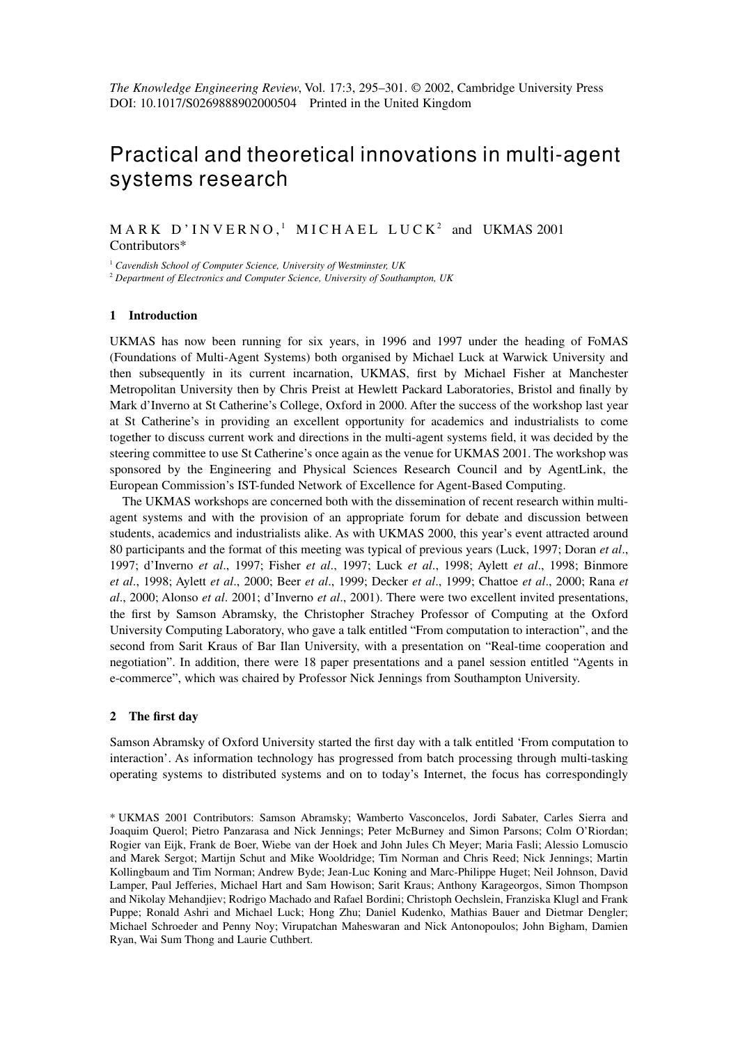# Practical and theoretical innovations in multi-agent systems research

MARK D'INVERNO,[1] MICHAEL LUCK[2] and UKMAS 2001 Contributors*

[1] *Cavendish School of Computer Science, University of Westminster, UK*
[2] *Department of Electronics and Computer Science, University of Southampton, UK*

## 1 Introduction

UKMAS has now been running for six years, in 1996 and 1997 under the heading of FoMAS (Foundations of Multi-Agent Systems) both organised by Michael Luck at Warwick University and then subsequently in its current incarnation, UKMAS, first by Michael Fisher at Manchester Metropolitan University then by Chris Preist at Hewlett Packard Laboratories, Bristol and finally by Mark d'Inverno at St Catherine's College, Oxford in 2000. After the success of the workshop last year at St Catherine's in providing an excellent opportunity for academics and industrialists to come together to discuss current work and directions in the multi-agent systems field, it was decided by the steering committee to use St Catherine's once again as the venue for UKMAS 2001. The workshop was sponsored by the Engineering and Physical Sciences Research Council and by AgentLink, the European Commission's IST-funded Network of Excellence for Agent-Based Computing.

The UKMAS workshops are concerned both with the dissemination of recent research within multi-agent systems and with the provision of an appropriate forum for debate and discussion between students, academics and industrialists alike. As with UKMAS 2000, this year's event attracted around 80 participants and the format of this meeting was typical of previous years (Luck, 1997; Doran *et al*., 1997; d'Inverno *et al*., 1997; Fisher *et al*., 1997; Luck *et al*., 1998; Aylett *et al*., 1998; Binmore *et al*., 1998; Aylett *et al*., 2000; Beer *et al*., 1999; Decker *et al*., 1999; Chattoe *et al*., 2000; Rana *et al*., 2000; Alonso *et al*. 2001; d'Inverno *et al*., 2001). There were two excellent invited presentations, the first by Samson Abramsky, the Christopher Strachey Professor of Computing at the Oxford University Computing Laboratory, who gave a talk entitled "From computation to interaction", and the second from Sarit Kraus of Bar Ilan University, with a presentation on "Real-time cooperation and negotiation". In addition, there were 18 paper presentations and a panel session entitled "Agents in e-commerce", which was chaired by Professor Nick Jennings from Southampton University.

## 2 The first day

Samson Abramsky of Oxford University started the first day with a talk entitled 'From computation to interaction'. As information technology has progressed from batch processing through multi-tasking operating systems to distributed systems and on to today's Internet, the focus has correspondingly

* UKMAS 2001 Contributors: Samson Abramsky; Wamberto Vasconcelos, Jordi Sabater, Carles Sierra and Joaquim Querol; Pietro Panzarasa and Nick Jennings; Peter McBurney and Simon Parsons; Colm O'Riordan; Rogier van Eijk, Frank de Boer, Wiebe van der Hoek and John Jules Ch Meyer; Maria Fasli; Alessio Lomuscio and Marek Sergot; Martijn Schut and Mike Wooldridge; Tim Norman and Chris Reed; Nick Jennings; Martin Kollingbaum and Tim Norman; Andrew Byde; Jean-Luc Koning and Marc-Philippe Huget; Neil Johnson, David Lamper, Paul Jefferies, Michael Hart and Sam Howison; Sarit Kraus; Anthony Karageorgos, Simon Thompson and Nikolay Mehandjiev; Rodrigo Machado and Rafael Bordini; Christoph Oechslein, Franziska Klugl and Frank Puppe; Ronald Ashri and Michael Luck; Hong Zhu; Daniel Kudenko, Mathias Bauer and Dietmar Dengler; Michael Schroeder and Penny Noy; Virupatchan Maheswaran and Nick Antonopoulos; John Bigham, Damien Ryan, Wai Sum Thong and Laurie Cuthbert.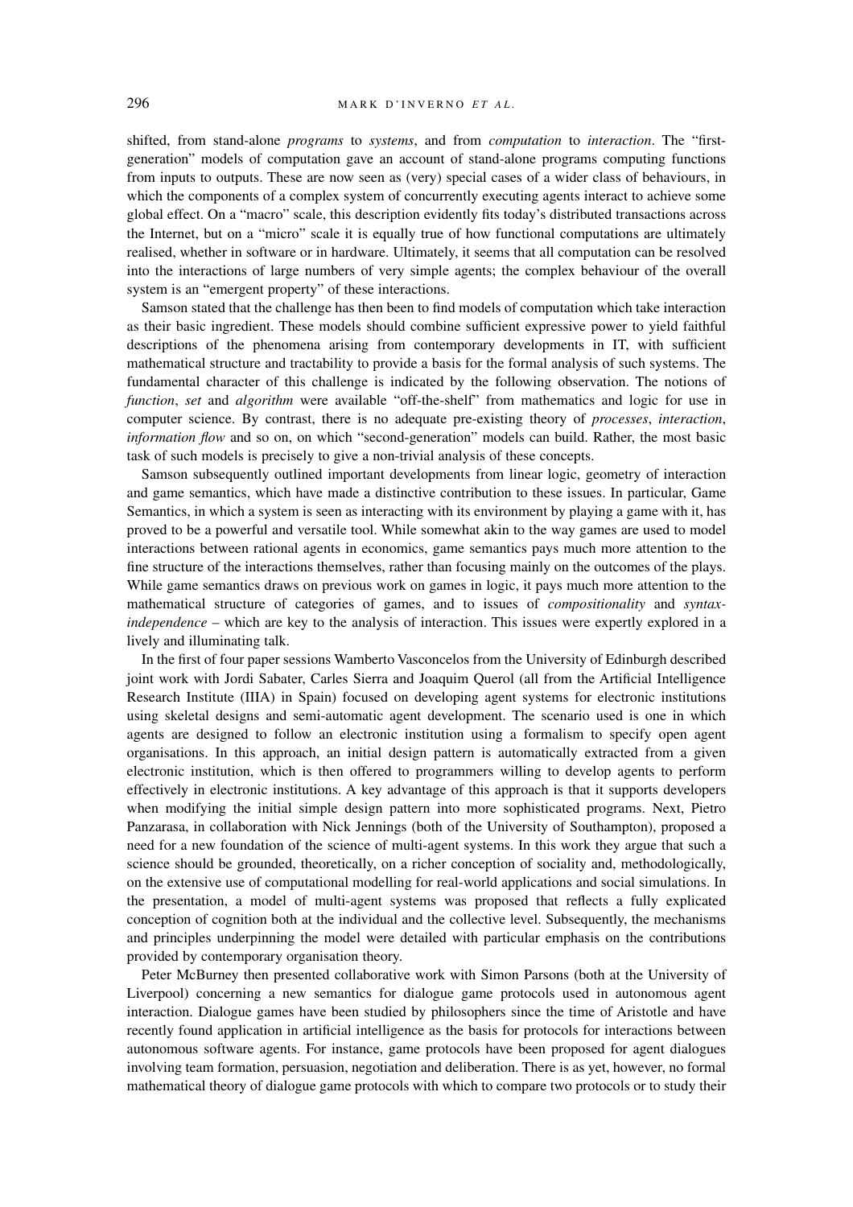shifted, from stand-alone *programs* to *systems*, and from *computation* to *interaction*. The "first-generation" models of computation gave an account of stand-alone programs computing functions from inputs to outputs. These are now seen as (very) special cases of a wider class of behaviours, in which the components of a complex system of concurrently executing agents interact to achieve some global effect. On a "macro" scale, this description evidently fits today's distributed transactions across the Internet, but on a "micro" scale it is equally true of how functional computations are ultimately realised, whether in software or in hardware. Ultimately, it seems that all computation can be resolved into the interactions of large numbers of very simple agents; the complex behaviour of the overall system is an "emergent property" of these interactions.

Samson stated that the challenge has then been to find models of computation which take interaction as their basic ingredient. These models should combine sufficient expressive power to yield faithful descriptions of the phenomena arising from contemporary developments in IT, with sufficient mathematical structure and tractability to provide a basis for the formal analysis of such systems. The fundamental character of this challenge is indicated by the following observation. The notions of *function*, *set* and *algorithm* were available "off-the-shelf" from mathematics and logic for use in computer science. By contrast, there is no adequate pre-existing theory of *processes*, *interaction*, *information flow* and so on, on which "second-generation" models can build. Rather, the most basic task of such models is precisely to give a non-trivial analysis of these concepts.

Samson subsequently outlined important developments from linear logic, geometry of interaction and game semantics, which have made a distinctive contribution to these issues. In particular, Game Semantics, in which a system is seen as interacting with its environment by playing a game with it, has proved to be a powerful and versatile tool. While somewhat akin to the way games are used to model interactions between rational agents in economics, game semantics pays much more attention to the fine structure of the interactions themselves, rather than focusing mainly on the outcomes of the plays. While game semantics draws on previous work on games in logic, it pays much more attention to the mathematical structure of categories of games, and to issues of *compositionality* and *syntax-independence* – which are key to the analysis of interaction. This issues were expertly explored in a lively and illuminating talk.

In the first of four paper sessions Wamberto Vasconcelos from the University of Edinburgh described joint work with Jordi Sabater, Carles Sierra and Joaquim Querol (all from the Artificial Intelligence Research Institute (IIIA) in Spain) focused on developing agent systems for electronic institutions using skeletal designs and semi-automatic agent development. The scenario used is one in which agents are designed to follow an electronic institution using a formalism to specify open agent organisations. In this approach, an initial design pattern is automatically extracted from a given electronic institution, which is then offered to programmers willing to develop agents to perform effectively in electronic institutions. A key advantage of this approach is that it supports developers when modifying the initial simple design pattern into more sophisticated programs. Next, Pietro Panzarasa, in collaboration with Nick Jennings (both of the University of Southampton), proposed a need for a new foundation of the science of multi-agent systems. In this work they argue that such a science should be grounded, theoretically, on a richer conception of sociality and, methodologically, on the extensive use of computational modelling for real-world applications and social simulations. In the presentation, a model of multi-agent systems was proposed that reflects a fully explicated conception of cognition both at the individual and the collective level. Subsequently, the mechanisms and principles underpinning the model were detailed with particular emphasis on the contributions provided by contemporary organisation theory.

Peter McBurney then presented collaborative work with Simon Parsons (both at the University of Liverpool) concerning a new semantics for dialogue game protocols used in autonomous agent interaction. Dialogue games have been studied by philosophers since the time of Aristotle and have recently found application in artificial intelligence as the basis for protocols for interactions between autonomous software agents. For instance, game protocols have been proposed for agent dialogues involving team formation, persuasion, negotiation and deliberation. There is as yet, however, no formal mathematical theory of dialogue game protocols with which to compare two protocols or to study their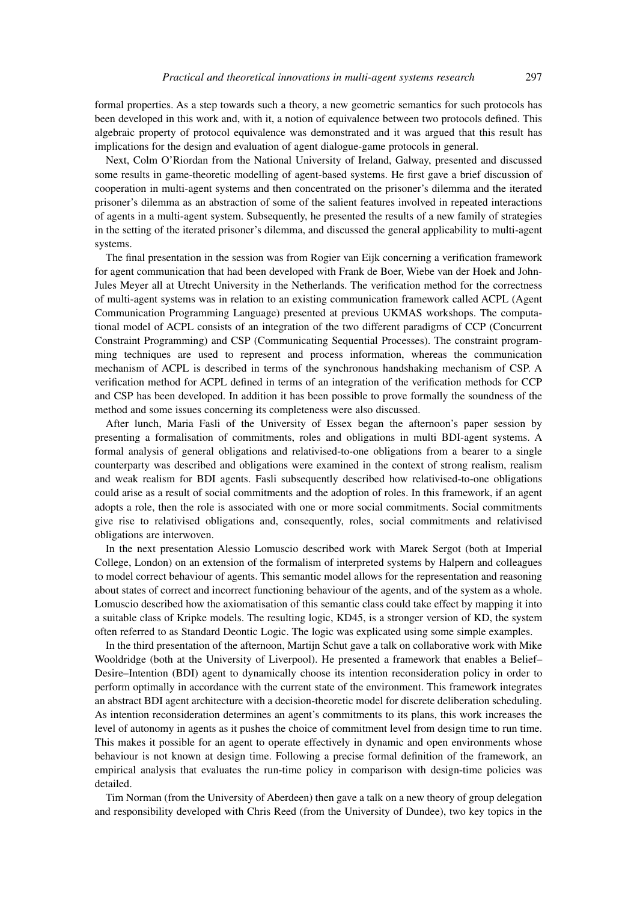formal properties. As a step towards such a theory, a new geometric semantics for such protocols has been developed in this work and, with it, a notion of equivalence between two protocols defined. This algebraic property of protocol equivalence was demonstrated and it was argued that this result has implications for the design and evaluation of agent dialogue-game protocols in general.

Next, Colm O'Riordan from the National University of Ireland, Galway, presented and discussed some results in game-theoretic modelling of agent-based systems. He first gave a brief discussion of cooperation in multi-agent systems and then concentrated on the prisoner's dilemma and the iterated prisoner's dilemma as an abstraction of some of the salient features involved in repeated interactions of agents in a multi-agent system. Subsequently, he presented the results of a new family of strategies in the setting of the iterated prisoner's dilemma, and discussed the general applicability to multi-agent systems.

The final presentation in the session was from Rogier van Eijk concerning a verification framework for agent communication that had been developed with Frank de Boer, Wiebe van der Hoek and John-Jules Meyer all at Utrecht University in the Netherlands. The verification method for the correctness of multi-agent systems was in relation to an existing communication framework called ACPL (Agent Communication Programming Language) presented at previous UKMAS workshops. The computational model of ACPL consists of an integration of the two different paradigms of CCP (Concurrent Constraint Programming) and CSP (Communicating Sequential Processes). The constraint programming techniques are used to represent and process information, whereas the communication mechanism of ACPL is described in terms of the synchronous handshaking mechanism of CSP. A verification method for ACPL defined in terms of an integration of the verification methods for CCP and CSP has been developed. In addition it has been possible to prove formally the soundness of the method and some issues concerning its completeness were also discussed.

After lunch, Maria Fasli of the University of Essex began the afternoon's paper session by presenting a formalisation of commitments, roles and obligations in multi BDI-agent systems. A formal analysis of general obligations and relativised-to-one obligations from a bearer to a single counterparty was described and obligations were examined in the context of strong realism, realism and weak realism for BDI agents. Fasli subsequently described how relativised-to-one obligations could arise as a result of social commitments and the adoption of roles. In this framework, if an agent adopts a role, then the role is associated with one or more social commitments. Social commitments give rise to relativised obligations and, consequently, roles, social commitments and relativised obligations are interwoven.

In the next presentation Alessio Lomuscio described work with Marek Sergot (both at Imperial College, London) on an extension of the formalism of interpreted systems by Halpern and colleagues to model correct behaviour of agents. This semantic model allows for the representation and reasoning about states of correct and incorrect functioning behaviour of the agents, and of the system as a whole. Lomuscio described how the axiomatisation of this semantic class could take effect by mapping it into a suitable class of Kripke models. The resulting logic, KD45, is a stronger version of KD, the system often referred to as Standard Deontic Logic. The logic was explicated using some simple examples.

In the third presentation of the afternoon, Martijn Schut gave a talk on collaborative work with Mike Wooldridge (both at the University of Liverpool). He presented a framework that enables a Belief–Desire–Intention (BDI) agent to dynamically choose its intention reconsideration policy in order to perform optimally in accordance with the current state of the environment. This framework integrates an abstract BDI agent architecture with a decision-theoretic model for discrete deliberation scheduling. As intention reconsideration determines an agent's commitments to its plans, this work increases the level of autonomy in agents as it pushes the choice of commitment level from design time to run time. This makes it possible for an agent to operate effectively in dynamic and open environments whose behaviour is not known at design time. Following a precise formal definition of the framework, an empirical analysis that evaluates the run-time policy in comparison with design-time policies was detailed.

Tim Norman (from the University of Aberdeen) then gave a talk on a new theory of group delegation and responsibility developed with Chris Reed (from the University of Dundee), two key topics in the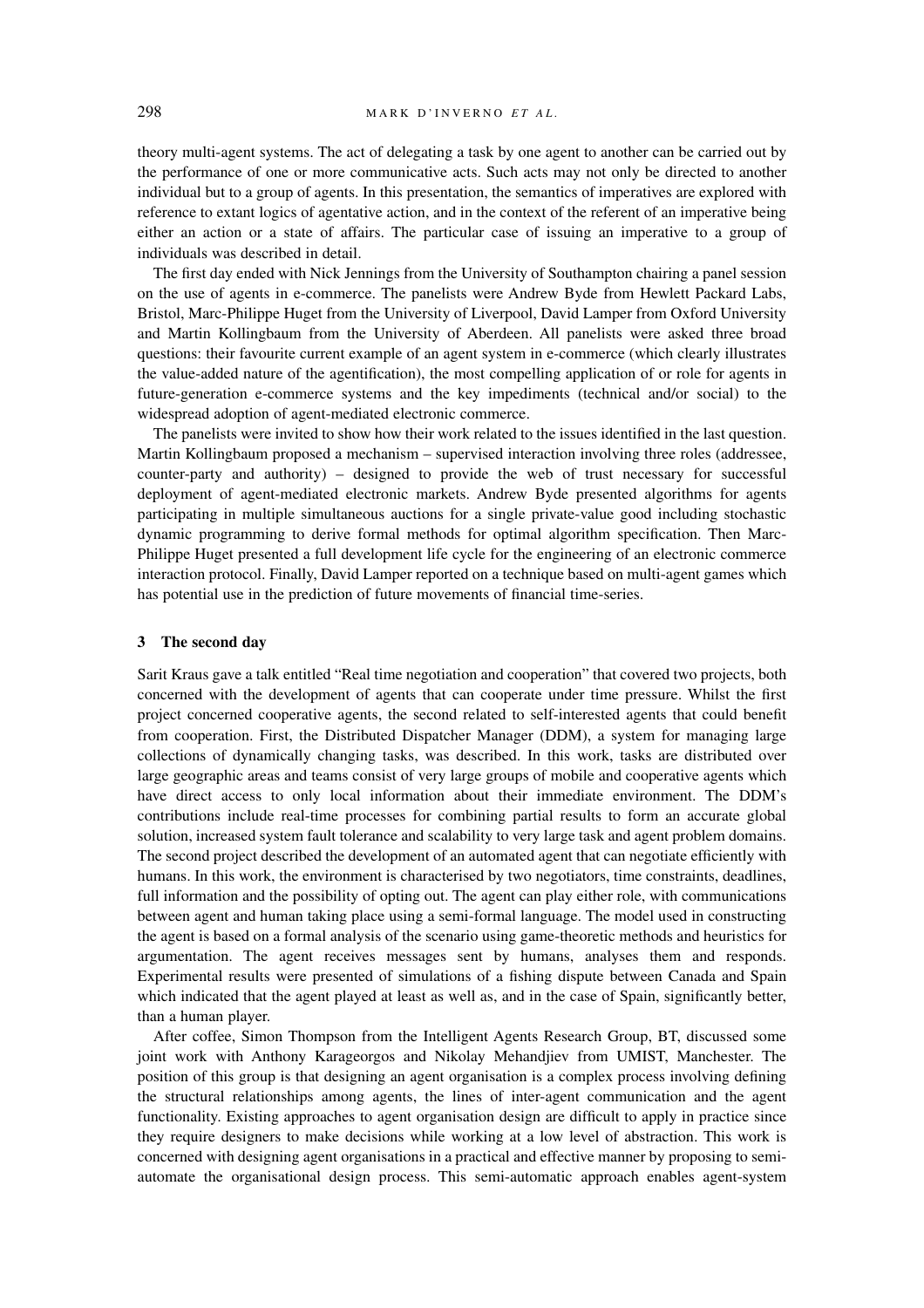theory multi-agent systems. The act of delegating a task by one agent to another can be carried out by the performance of one or more communicative acts. Such acts may not only be directed to another individual but to a group of agents. In this presentation, the semantics of imperatives are explored with reference to extant logics of agentative action, and in the context of the referent of an imperative being either an action or a state of affairs. The particular case of issuing an imperative to a group of individuals was described in detail.

The first day ended with Nick Jennings from the University of Southampton chairing a panel session on the use of agents in e-commerce. The panelists were Andrew Byde from Hewlett Packard Labs, Bristol, Marc-Philippe Huget from the University of Liverpool, David Lamper from Oxford University and Martin Kollingbaum from the University of Aberdeen. All panelists were asked three broad questions: their favourite current example of an agent system in e-commerce (which clearly illustrates the value-added nature of the agentification), the most compelling application of or role for agents in future-generation e-commerce systems and the key impediments (technical and/or social) to the widespread adoption of agent-mediated electronic commerce.

The panelists were invited to show how their work related to the issues identified in the last question. Martin Kollingbaum proposed a mechanism – supervised interaction involving three roles (addressee, counter-party and authority) – designed to provide the web of trust necessary for successful deployment of agent-mediated electronic markets. Andrew Byde presented algorithms for agents participating in multiple simultaneous auctions for a single private-value good including stochastic dynamic programming to derive formal methods for optimal algorithm specification. Then Marc-Philippe Huget presented a full development life cycle for the engineering of an electronic commerce interaction protocol. Finally, David Lamper reported on a technique based on multi-agent games which has potential use in the prediction of future movements of financial time-series.

## 3 The second day

Sarit Kraus gave a talk entitled "Real time negotiation and cooperation" that covered two projects, both concerned with the development of agents that can cooperate under time pressure. Whilst the first project concerned cooperative agents, the second related to self-interested agents that could benefit from cooperation. First, the Distributed Dispatcher Manager (DDM), a system for managing large collections of dynamically changing tasks, was described. In this work, tasks are distributed over large geographic areas and teams consist of very large groups of mobile and cooperative agents which have direct access to only local information about their immediate environment. The DDM's contributions include real-time processes for combining partial results to form an accurate global solution, increased system fault tolerance and scalability to very large task and agent problem domains. The second project described the development of an automated agent that can negotiate efficiently with humans. In this work, the environment is characterised by two negotiators, time constraints, deadlines, full information and the possibility of opting out. The agent can play either role, with communications between agent and human taking place using a semi-formal language. The model used in constructing the agent is based on a formal analysis of the scenario using game-theoretic methods and heuristics for argumentation. The agent receives messages sent by humans, analyses them and responds. Experimental results were presented of simulations of a fishing dispute between Canada and Spain which indicated that the agent played at least as well as, and in the case of Spain, significantly better, than a human player.

After coffee, Simon Thompson from the Intelligent Agents Research Group, BT, discussed some joint work with Anthony Karageorgos and Nikolay Mehandjiev from UMIST, Manchester. The position of this group is that designing an agent organisation is a complex process involving defining the structural relationships among agents, the lines of inter-agent communication and the agent functionality. Existing approaches to agent organisation design are difficult to apply in practice since they require designers to make decisions while working at a low level of abstraction. This work is concerned with designing agent organisations in a practical and effective manner by proposing to semi-automate the organisational design process. This semi-automatic approach enables agent-system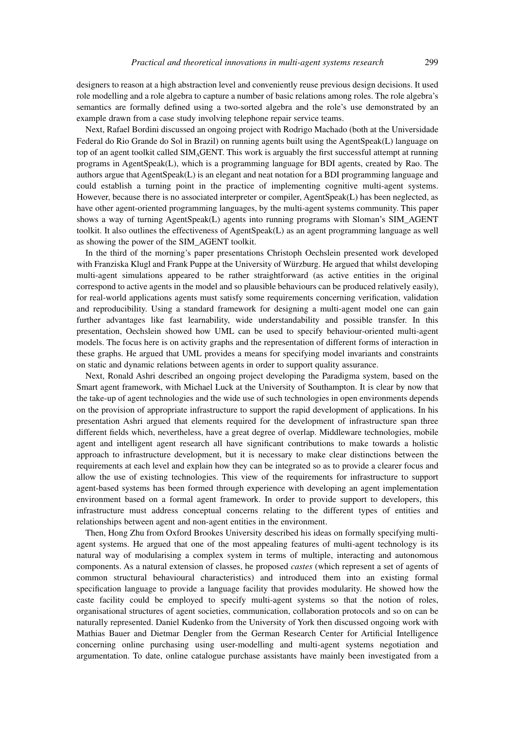designers to reason at a high abstraction level and conveniently reuse previous design decisions. It used role modelling and a role algebra to capture a number of basic relations among roles. The role algebra's semantics are formally defined using a two-sorted algebra and the role's use demonstrated by an example drawn from a case study involving telephone repair service teams.

Next, Rafael Bordini discussed an ongoing project with Rodrigo Machado (both at the Universidade Federal do Rio Grande do Sol in Brazil) on running agents built using the AgentSpeak(L) language on top of an agent toolkit called $SIM_AGENT$. This work is arguably the first successful attempt at running programs in AgentSpeak(L), which is a programming language for BDI agents, created by Rao. The authors argue that AgentSpeak(L) is an elegant and neat notation for a BDI programming language and could establish a turning point in the practice of implementing cognitive multi-agent systems. However, because there is no associated interpreter or compiler, AgentSpeak(L) has been neglected, as have other agent-oriented programming languages, by the multi-agent systems community. This paper shows a way of turning AgentSpeak(L) agents into running programs with Sloman's SIM_AGENT toolkit. It also outlines the effectiveness of AgentSpeak(L) as an agent programming language as well as showing the power of the SIM_AGENT toolkit.

In the third of the morning's paper presentations Christoph Oechslein presented work developed with Franziska Klugl and Frank Puppe at the University of Würzburg. He argued that whilst developing multi-agent simulations appeared to be rather straightforward (as active entities in the original correspond to active agents in the model and so plausible behaviours can be produced relatively easily), for real-world applications agents must satisfy some requirements concerning verification, validation and reproducibility. Using a standard framework for designing a multi-agent model one can gain further advantages like fast learnability, wide understandability and possible transfer. In this presentation, Oechslein showed how UML can be used to specify behaviour-oriented multi-agent models. The focus here is on activity graphs and the representation of different forms of interaction in these graphs. He argued that UML provides a means for specifying model invariants and constraints on static and dynamic relations between agents in order to support quality assurance.

Next, Ronald Ashri described an ongoing project developing the Paradigma system, based on the Smart agent framework, with Michael Luck at the University of Southampton. It is clear by now that the take-up of agent technologies and the wide use of such technologies in open environments depends on the provision of appropriate infrastructure to support the rapid development of applications. In his presentation Ashri argued that elements required for the development of infrastructure span three different fields which, nevertheless, have a great degree of overlap. Middleware technologies, mobile agent and intelligent agent research all have significant contributions to make towards a holistic approach to infrastructure development, but it is necessary to make clear distinctions between the requirements at each level and explain how they can be integrated so as to provide a clearer focus and allow the use of existing technologies. This view of the requirements for infrastructure to support agent-based systems has been formed through experience with developing an agent implementation environment based on a formal agent framework. In order to provide support to developers, this infrastructure must address conceptual concerns relating to the different types of entities and relationships between agent and non-agent entities in the environment.

Then, Hong Zhu from Oxford Brookes University described his ideas on formally specifying multi-agent systems. He argued that one of the most appealing features of multi-agent technology is its natural way of modularising a complex system in terms of multiple, interacting and autonomous components. As a natural extension of classes, he proposed *castes* (which represent a set of agents of common structural behavioural characteristics) and introduced them into an existing formal specification language to provide a language facility that provides modularity. He showed how the caste facility could be employed to specify multi-agent systems so that the notion of roles, organisational structures of agent societies, communication, collaboration protocols and so on can be naturally represented. Daniel Kudenko from the University of York then discussed ongoing work with Mathias Bauer and Dietmar Dengler from the German Research Center for Artificial Intelligence concerning online purchasing using user-modelling and multi-agent systems negotiation and argumentation. To date, online catalogue purchase assistants have mainly been investigated from a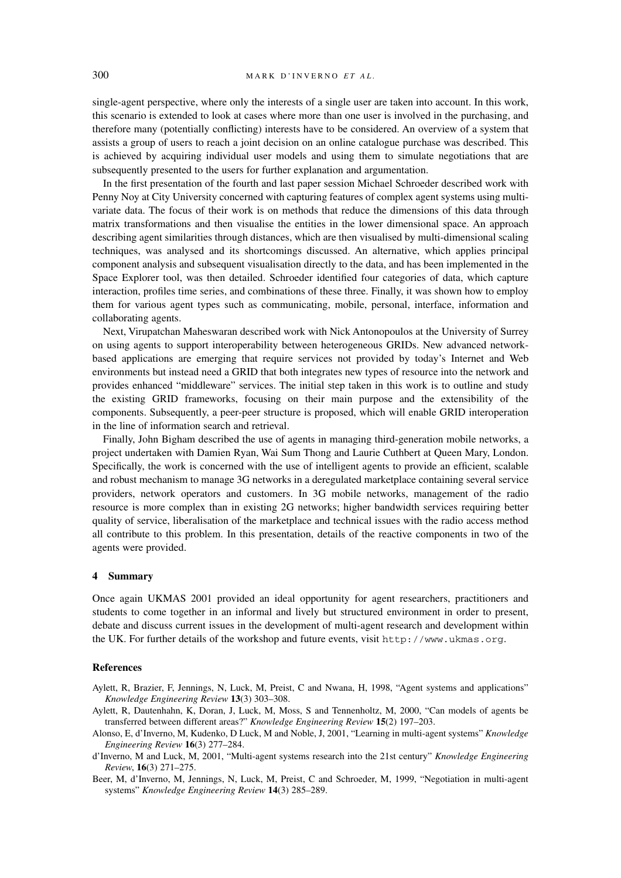single-agent perspective, where only the interests of a single user are taken into account. In this work, this scenario is extended to look at cases where more than one user is involved in the purchasing, and therefore many (potentially conflicting) interests have to be considered. An overview of a system that assists a group of users to reach a joint decision on an online catalogue purchase was described. This is achieved by acquiring individual user models and using them to simulate negotiations that are subsequently presented to the users for further explanation and argumentation.

In the first presentation of the fourth and last paper session Michael Schroeder described work with Penny Noy at City University concerned with capturing features of complex agent systems using multivariate data. The focus of their work is on methods that reduce the dimensions of this data through matrix transformations and then visualise the entities in the lower dimensional space. An approach describing agent similarities through distances, which are then visualised by multi-dimensional scaling techniques, was analysed and its shortcomings discussed. An alternative, which applies principal component analysis and subsequent visualisation directly to the data, and has been implemented in the Space Explorer tool, was then detailed. Schroeder identified four categories of data, which capture interaction, profiles time series, and combinations of these three. Finally, it was shown how to employ them for various agent types such as communicating, mobile, personal, interface, information and collaborating agents.

Next, Virupatchan Maheswaran described work with Nick Antonopoulos at the University of Surrey on using agents to support interoperability between heterogeneous GRIDs. New advanced network-based applications are emerging that require services not provided by today's Internet and Web environments but instead need a GRID that both integrates new types of resource into the network and provides enhanced "middleware" services. The initial step taken in this work is to outline and study the existing GRID frameworks, focusing on their main purpose and the extensibility of the components. Subsequently, a peer-peer structure is proposed, which will enable GRID interoperation in the line of information search and retrieval.

Finally, John Bigham described the use of agents in managing third-generation mobile networks, a project undertaken with Damien Ryan, Wai Sum Thong and Laurie Cuthbert at Queen Mary, London. Specifically, the work is concerned with the use of intelligent agents to provide an efficient, scalable and robust mechanism to manage 3G networks in a deregulated marketplace containing several service providers, network operators and customers. In 3G mobile networks, management of the radio resource is more complex than in existing 2G networks; higher bandwidth services requiring better quality of service, liberalisation of the marketplace and technical issues with the radio access method all contribute to this problem. In this presentation, details of the reactive components in two of the agents were provided.

## 4 Summary

Once again UKMAS 2001 provided an ideal opportunity for agent researchers, practitioners and students to come together in an informal and lively but structured environment in order to present, debate and discuss current issues in the development of multi-agent research and development within the UK. For further details of the workshop and future events, visit http://www.ukmas.org.

## References

Aylett, R, Brazier, F, Jennings, N, Luck, M, Preist, C and Nwana, H, 1998, "Agent systems and applications" *Knowledge Engineering Review* **13**(3) 303–308.

Aylett, R, Dautenhahn, K, Doran, J, Luck, M, Moss, S and Tennenholtz, M, 2000, "Can models of agents be transferred between different areas?" *Knowledge Engineering Review* **15**(2) 197–203.

Alonso, E, d'Inverno, M, Kudenko, D Luck, M and Noble, J, 2001, "Learning in multi-agent systems" *Knowledge Engineering Review* **16**(3) 277–284.

d'Inverno, M and Luck, M, 2001, "Multi-agent systems research into the 21st century" *Knowledge Engineering Review*, **16**(3) 271–275.

Beer, M, d'Inverno, M, Jennings, N, Luck, M, Preist, C and Schroeder, M, 1999, "Negotiation in multi-agent systems" *Knowledge Engineering Review* **14**(3) 285–289.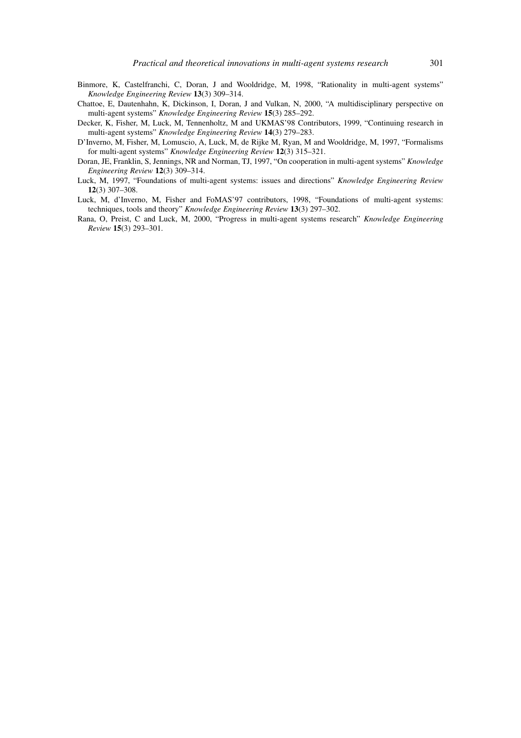Binmore, K, Castelfranchi, C, Doran, J and Wooldridge, M, 1998, "Rationality in multi-agent systems" *Knowledge Engineering Review* **13**(3) 309–314.

Chattoe, E, Dautenhahn, K, Dickinson, I, Doran, J and Vulkan, N, 2000, "A multidisciplinary perspective on multi-agent systems" *Knowledge Engineering Review* **15**(3) 285–292.

Decker, K, Fisher, M, Luck, M, Tennenholtz, M and UKMAS'98 Contributors, 1999, "Continuing research in multi-agent systems" *Knowledge Engineering Review* **14**(3) 279–283.

D'Inverno, M, Fisher, M, Lomuscio, A, Luck, M, de Rijke M, Ryan, M and Wooldridge, M, 1997, "Formalisms for multi-agent systems" *Knowledge Engineering Review* **12**(3) 315–321.

Doran, JE, Franklin, S, Jennings, NR and Norman, TJ, 1997, "On cooperation in multi-agent systems" *Knowledge Engineering Review* **12**(3) 309–314.

Luck, M, 1997, "Foundations of multi-agent systems: issues and directions" *Knowledge Engineering Review* **12**(3) 307–308.

Luck, M, d'Inverno, M, Fisher and FoMAS'97 contributors, 1998, "Foundations of multi-agent systems: techniques, tools and theory" *Knowledge Engineering Review* **13**(3) 297–302.

Rana, O, Preist, C and Luck, M, 2000, "Progress in multi-agent systems research" *Knowledge Engineering Review* **15**(3) 293–301.